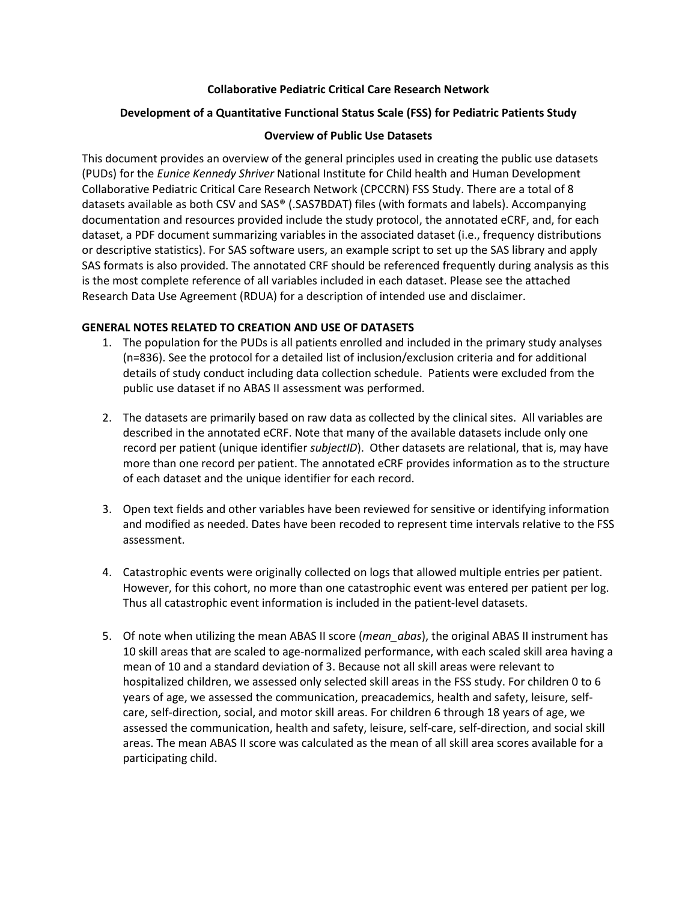**Collaborative Pediatric Critical Care Research Network**

**Development of a Quantitative Functional Status Scale (FSS) for Pediatric Patients Study**

**Overview of Public Use Datasets**

This document provides an overview of the general principles used in creating the public use datasets (PUDs) for the *Eunice Kennedy Shriver* National Institute for Child health and Human Development Collaborative Pediatric Critical Care Research Network (CPCCRN) FSS Study. There are a total of 8 datasets available as both CSV and SAS® (.SAS7BDAT) files (with formats and labels). Accompanying documentation and resources provided include the study protocol, the annotated eCRF, and, for each dataset, a PDF document summarizing variables in the associated dataset (i.e., frequency distributions or descriptive statistics). For SAS software users, an example script to set up the SAS library and apply SAS formats is also provided. The annotated CRF should be referenced frequently during analysis as this is the most complete reference of all variables included in each dataset. Please see the attached Research Data Use Agreement (RDUA) for a description of intended use and disclaimer.

**GENERAL NOTES RELATED TO CREATION AND USE OF DATASETS**

1. The population for the PUDs is all patients enrolled and included in the primary study analyses (n=836). See the protocol for a detailed list of inclusion/exclusion criteria and for additional details of study conduct including data collection schedule. Patients were excluded from the public use dataset if no ABAS II assessment was performed.

2. The datasets are primarily based on raw data as collected by the clinical sites. All variables are described in the annotated eCRF. Note that many of the available datasets include only one record per patient (unique identifier *subjectID*). Other datasets are relational, that is, may have more than one record per patient. The annotated eCRF provides information as to the structure of each dataset and the unique identifier for each record.

3. Open text fields and other variables have been reviewed for sensitive or identifying information and modified as needed. Dates have been recoded to represent time intervals relative to the FSS assessment.

4. Catastrophic events were originally collected on logs that allowed multiple entries per patient. However, for this cohort, no more than one catastrophic event was entered per patient per log. Thus all catastrophic event information is included in the patient-level datasets.

5. Of note when utilizing the mean ABAS II score (*mean_abas*), the original ABAS II instrument has 10 skill areas that are scaled to age-normalized performance, with each scaled skill area having a mean of 10 and a standard deviation of 3. Because not all skill areas were relevant to hospitalized children, we assessed only selected skill areas in the FSS study. For children 0 to 6 years of age, we assessed the communication, preacademics, health and safety, leisure, self-care, self-direction, social, and motor skill areas. For children 6 through 18 years of age, we assessed the communication, health and safety, leisure, self-care, self-direction, and social skill areas. The mean ABAS II score was calculated as the mean of all skill area scores available for a participating child.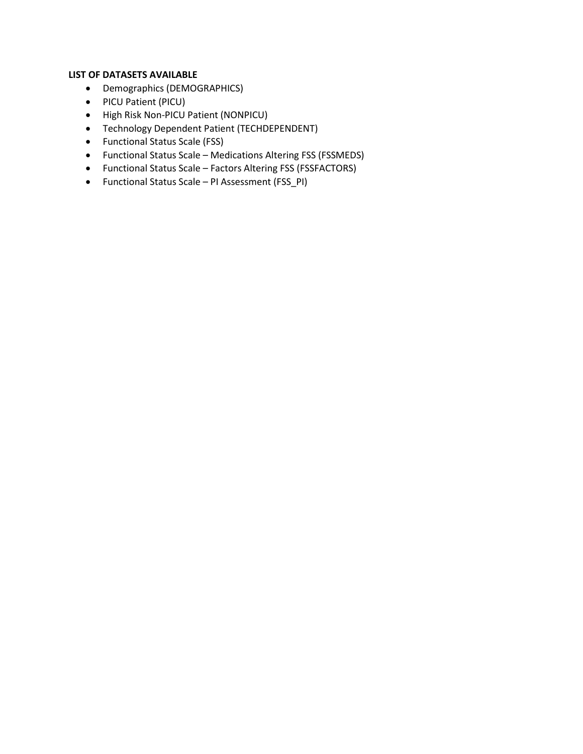**LIST OF DATASETS AVAILABLE**

- Demographics (DEMOGRAPHICS)
- PICU Patient (PICU)
- High Risk Non-PICU Patient (NONPICU)
- Technology Dependent Patient (TECHDEPENDENT)
- Functional Status Scale (FSS)
- Functional Status Scale – Medications Altering FSS (FSSMEDS)
- Functional Status Scale – Factors Altering FSS (FSSFACTORS)
- Functional Status Scale – PI Assessment (FSS_PI)